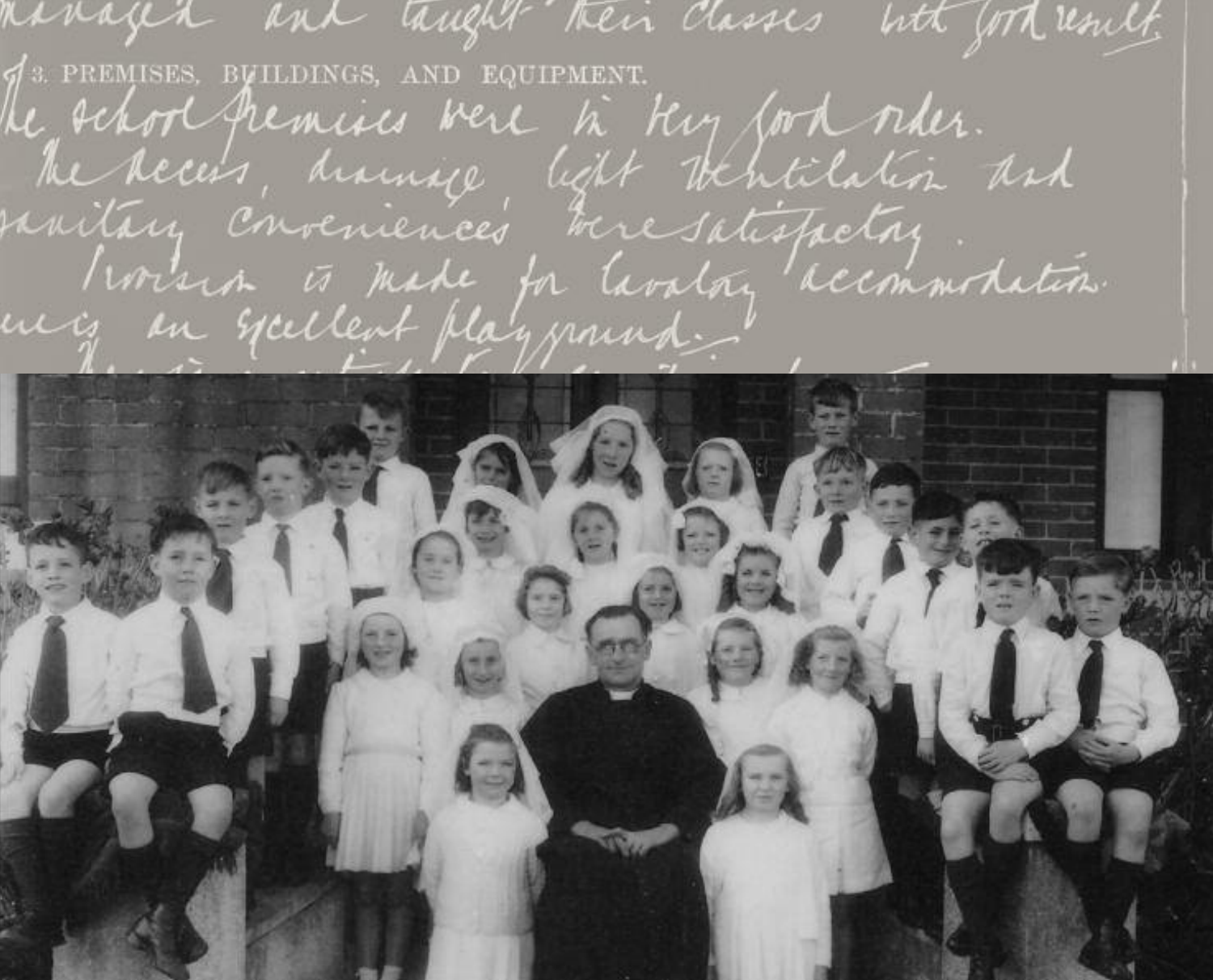managed and taught their classes with good result.

3. PREMISES, BUILDINGS, AND EQUIPMENT.

The school premises were in very good order.
The access, drainage, light, ventilation and sanitary conveniences were satisfactory.
Provision is made for lavatory accommodation.
...is an excellent playground.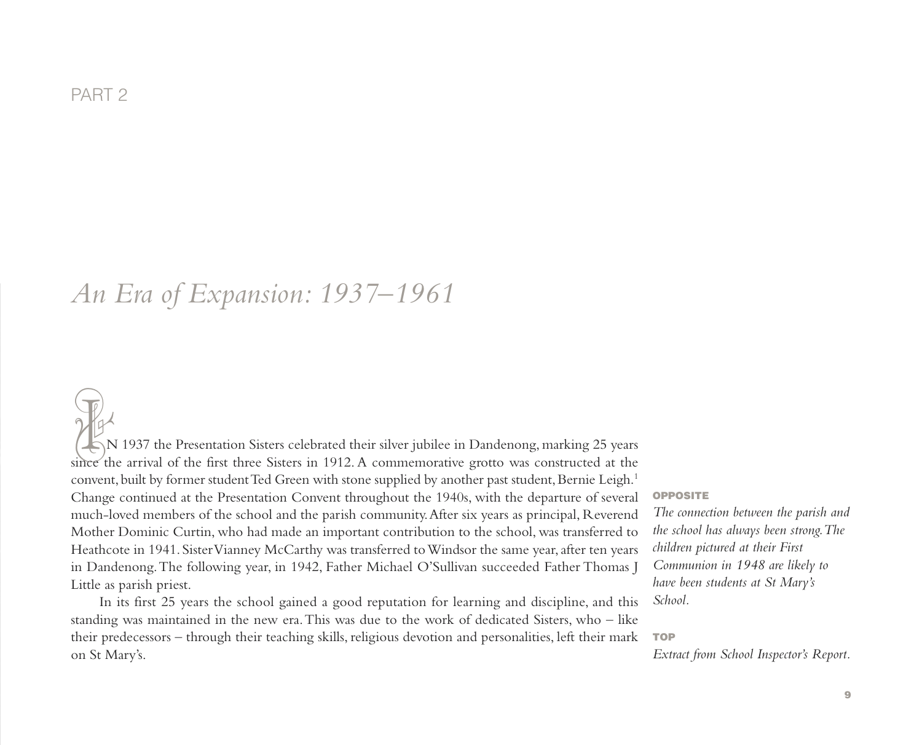PART 2

# *An Era of Expansion: 1937–1961*

IN 1937 the Presentation Sisters celebrated their silver jubilee in Dandenong, marking 25 years since the arrival of the first three Sisters in 1912. A commemorative grotto was constructed at the convent, built by former student Ted Green with stone supplied by another past student, Bernie Leigh.[1] Change continued at the Presentation Convent throughout the 1940s, with the departure of several much-loved members of the school and the parish community. After six years as principal, Reverend Mother Dominic Curtin, who had made an important contribution to the school, was transferred to Heathcote in 1941. Sister Vianney McCarthy was transferred to Windsor the same year, after ten years in Dandenong. The following year, in 1942, Father Michael O'Sullivan succeeded Father Thomas J Little as parish priest.

In its first 25 years the school gained a good reputation for learning and discipline, and this standing was maintained in the new era. This was due to the work of dedicated Sisters, who – like their predecessors – through their teaching skills, religious devotion and personalities, left their mark on St Mary's.

**OPPOSITE**
*The connection between the parish and the school has always been strong. The children pictured at their First Communion in 1948 are likely to have been students at St Mary's School.*

**TOP**
*Extract from School Inspector's Report.*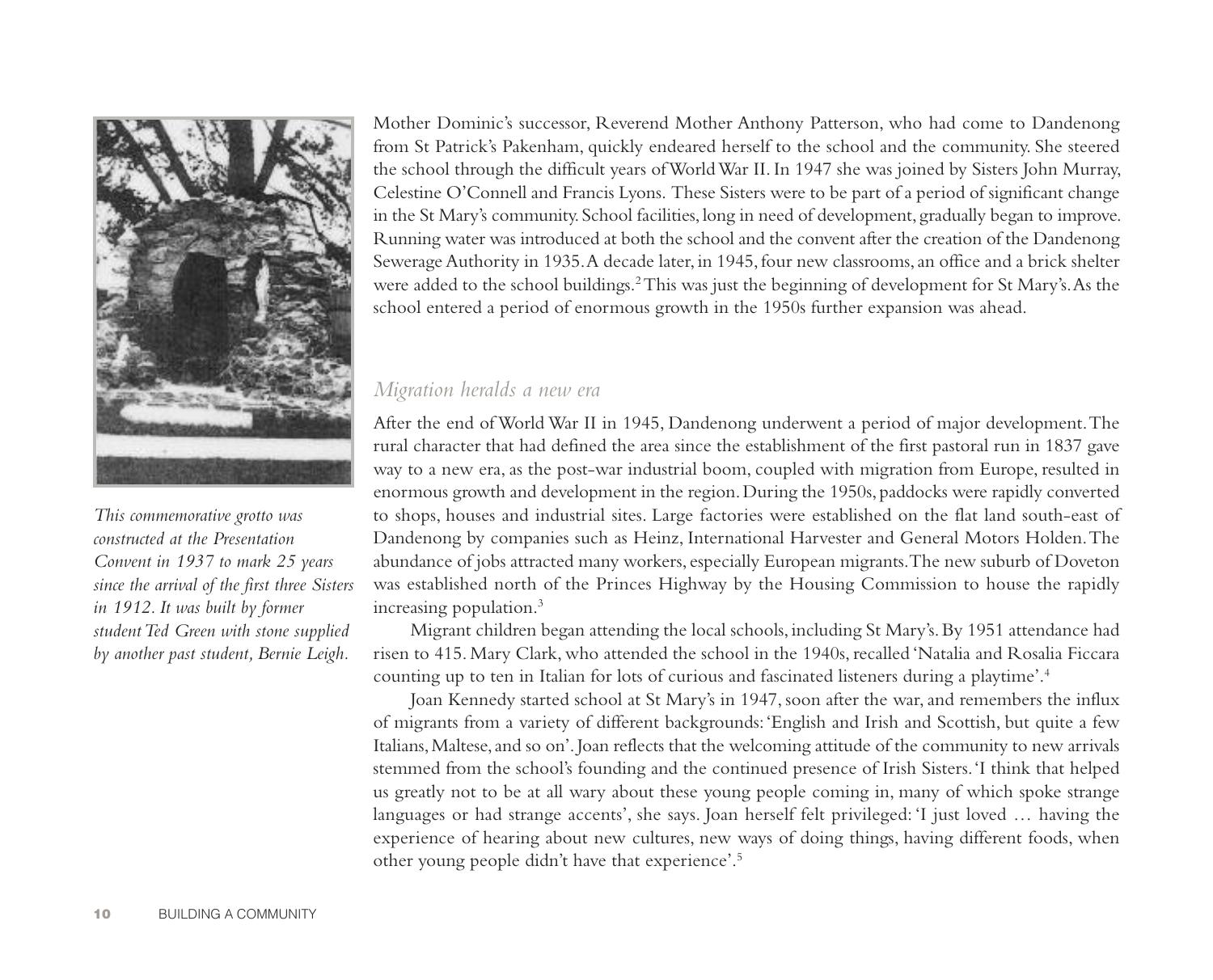Mother Dominic's successor, Reverend Mother Anthony Patterson, who had come to Dandenong from St Patrick's Pakenham, quickly endeared herself to the school and the community. She steered the school through the difficult years of World War II. In 1947 she was joined by Sisters John Murray, Celestine O'Connell and Francis Lyons. These Sisters were to be part of a period of significant change in the St Mary's community. School facilities, long in need of development, gradually began to improve. Running water was introduced at both the school and the convent after the creation of the Dandenong Sewerage Authority in 1935. A decade later, in 1945, four new classrooms, an office and a brick shelter were added to the school buildings.[2] This was just the beginning of development for St Mary's. As the school entered a period of enormous growth in the 1950s further expansion was ahead.

*This commemorative grotto was constructed at the Presentation Convent in 1937 to mark 25 years since the arrival of the first three Sisters in 1912. It was built by former student Ted Green with stone supplied by another past student, Bernie Leigh.*

## *Migration heralds a new era*

After the end of World War II in 1945, Dandenong underwent a period of major development. The rural character that had defined the area since the establishment of the first pastoral run in 1837 gave way to a new era, as the post-war industrial boom, coupled with migration from Europe, resulted in enormous growth and development in the region. During the 1950s, paddocks were rapidly converted to shops, houses and industrial sites. Large factories were established on the flat land south-east of Dandenong by companies such as Heinz, International Harvester and General Motors Holden. The abundance of jobs attracted many workers, especially European migrants. The new suburb of Doveton was established north of the Princes Highway by the Housing Commission to house the rapidly increasing population.[3]

Migrant children began attending the local schools, including St Mary's. By 1951 attendance had risen to 415. Mary Clark, who attended the school in the 1940s, recalled 'Natalia and Rosalia Ficcara counting up to ten in Italian for lots of curious and fascinated listeners during a playtime'.[4]

Joan Kennedy started school at St Mary's in 1947, soon after the war, and remembers the influx of migrants from a variety of different backgrounds: 'English and Irish and Scottish, but quite a few Italians, Maltese, and so on'. Joan reflects that the welcoming attitude of the community to new arrivals stemmed from the school's founding and the continued presence of Irish Sisters. 'I think that helped us greatly not to be at all wary about these young people coming in, many of which spoke strange languages or had strange accents', she says. Joan herself felt privileged: 'I just loved … having the experience of hearing about new cultures, new ways of doing things, having different foods, when other young people didn't have that experience'.[5]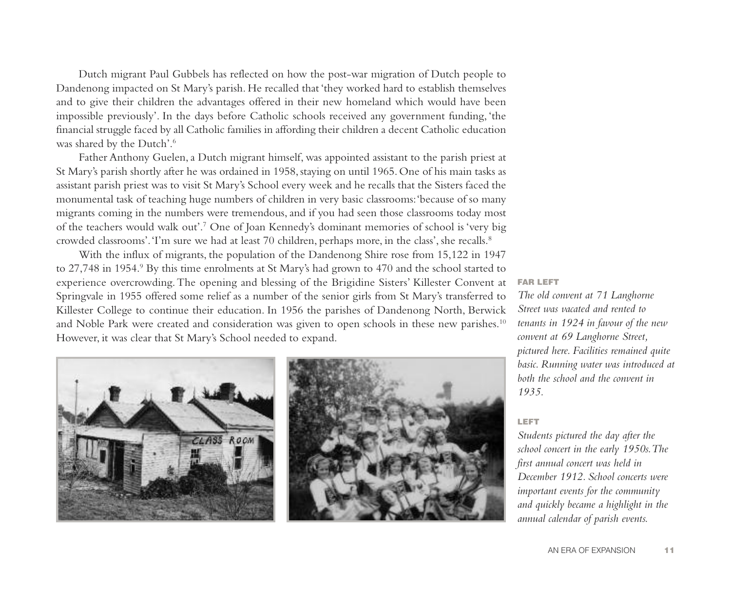Dutch migrant Paul Gubbels has reflected on how the post-war migration of Dutch people to Dandenong impacted on St Mary's parish. He recalled that 'they worked hard to establish themselves and to give their children the advantages offered in their new homeland which would have been impossible previously'. In the days before Catholic schools received any government funding, 'the financial struggle faced by all Catholic families in affording their children a decent Catholic education was shared by the Dutch'.[6]

Father Anthony Guelen, a Dutch migrant himself, was appointed assistant to the parish priest at St Mary's parish shortly after he was ordained in 1958, staying on until 1965. One of his main tasks as assistant parish priest was to visit St Mary's School every week and he recalls that the Sisters faced the monumental task of teaching huge numbers of children in very basic classrooms: 'because of so many migrants coming in the numbers were tremendous, and if you had seen those classrooms today most of the teachers would walk out'.[7] One of Joan Kennedy's dominant memories of school is 'very big crowded classrooms'. 'I'm sure we had at least 70 children, perhaps more, in the class', she recalls.[8]

With the influx of migrants, the population of the Dandenong Shire rose from 15,122 in 1947 to 27,748 in 1954.[9] By this time enrolments at St Mary's had grown to 470 and the school started to experience overcrowding. The opening and blessing of the Brigidine Sisters' Killester Convent at Springvale in 1955 offered some relief as a number of the senior girls from St Mary's transferred to Killester College to continue their education. In 1956 the parishes of Dandenong North, Berwick and Noble Park were created and consideration was given to open schools in these new parishes.[10] However, it was clear that St Mary's School needed to expand.

**FAR LEFT**

*The old convent at 71 Langhorne Street was vacated and rented to tenants in 1924 in favour of the new convent at 69 Langhorne Street, pictured here. Facilities remained quite basic. Running water was introduced at both the school and the convent in 1935.*

**LEFT**

*Students pictured the day after the school concert in the early 1950s. The first annual concert was held in December 1912. School concerts were important events for the community and quickly became a highlight in the annual calendar of parish events.*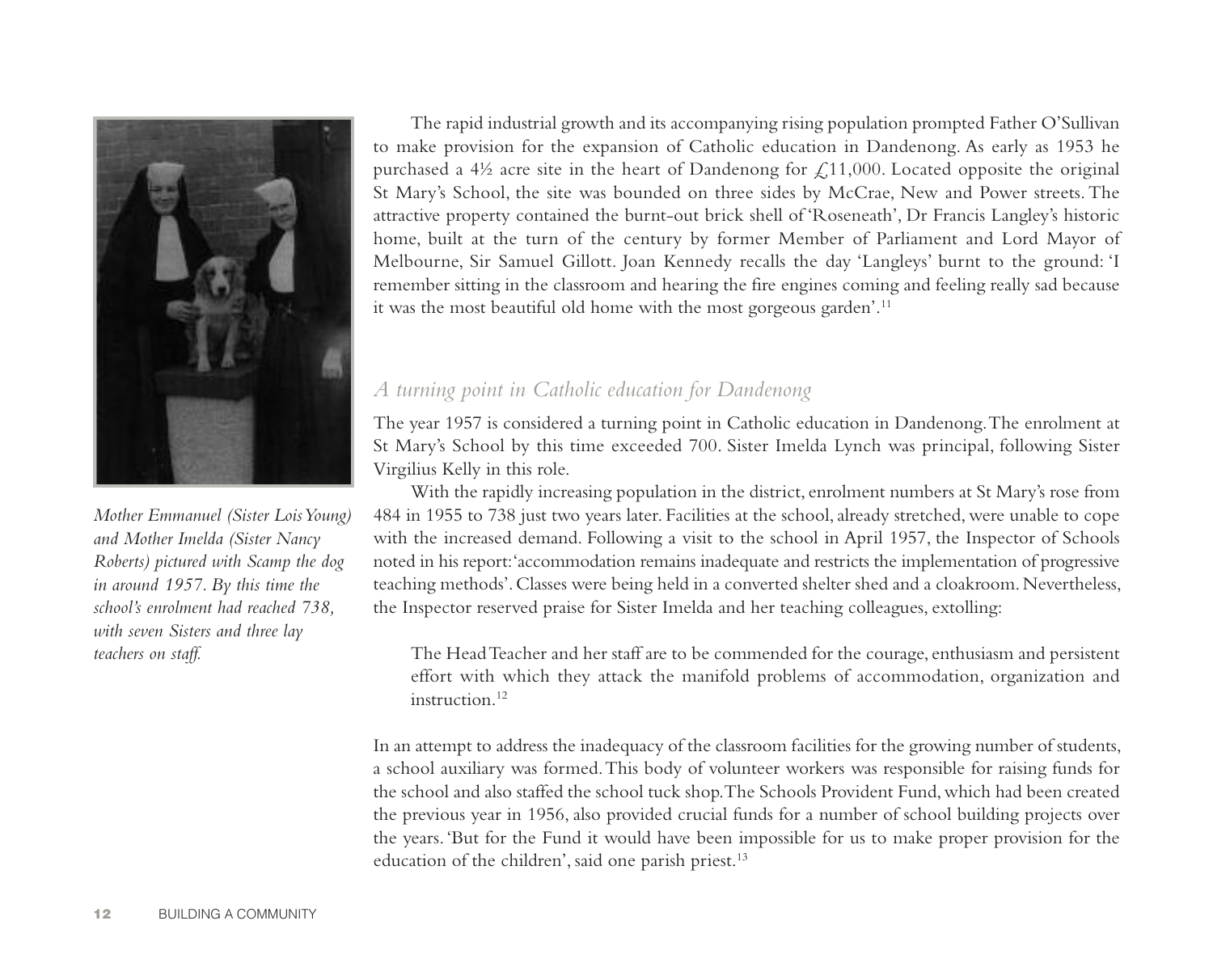*Mother Emmanuel (Sister Lois Young) and Mother Imelda (Sister Nancy Roberts) pictured with Scamp the dog in around 1957. By this time the school's enrolment had reached 738, with seven Sisters and three lay teachers on staff.*

The rapid industrial growth and its accompanying rising population prompted Father O'Sullivan to make provision for the expansion of Catholic education in Dandenong. As early as 1953 he purchased a 4½ acre site in the heart of Dandenong for £11,000. Located opposite the original St Mary's School, the site was bounded on three sides by McCrae, New and Power streets. The attractive property contained the burnt-out brick shell of 'Roseneath', Dr Francis Langley's historic home, built at the turn of the century by former Member of Parliament and Lord Mayor of Melbourne, Sir Samuel Gillott. Joan Kennedy recalls the day 'Langleys' burnt to the ground: 'I remember sitting in the classroom and hearing the fire engines coming and feeling really sad because it was the most beautiful old home with the most gorgeous garden'.[11]

## *A turning point in Catholic education for Dandenong*

The year 1957 is considered a turning point in Catholic education in Dandenong. The enrolment at St Mary's School by this time exceeded 700. Sister Imelda Lynch was principal, following Sister Virgilius Kelly in this role.

With the rapidly increasing population in the district, enrolment numbers at St Mary's rose from 484 in 1955 to 738 just two years later. Facilities at the school, already stretched, were unable to cope with the increased demand. Following a visit to the school in April 1957, the Inspector of Schools noted in his report: 'accommodation remains inadequate and restricts the implementation of progressive teaching methods'. Classes were being held in a converted shelter shed and a cloakroom. Nevertheless, the Inspector reserved praise for Sister Imelda and her teaching colleagues, extolling:

> The Head Teacher and her staff are to be commended for the courage, enthusiasm and persistent effort with which they attack the manifold problems of accommodation, organization and instruction.[12]

In an attempt to address the inadequacy of the classroom facilities for the growing number of students, a school auxiliary was formed. This body of volunteer workers was responsible for raising funds for the school and also staffed the school tuck shop. The Schools Provident Fund, which had been created the previous year in 1956, also provided crucial funds for a number of school building projects over the years. 'But for the Fund it would have been impossible for us to make proper provision for the education of the children', said one parish priest.[13]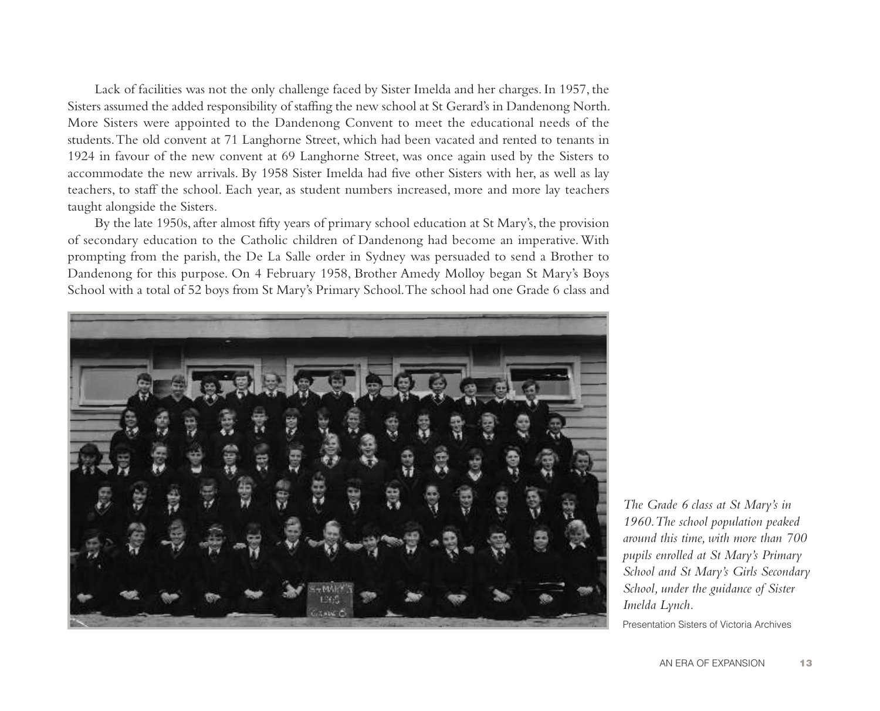Lack of facilities was not the only challenge faced by Sister Imelda and her charges. In 1957, the Sisters assumed the added responsibility of staffing the new school at St Gerard's in Dandenong North. More Sisters were appointed to the Dandenong Convent to meet the educational needs of the students. The old convent at 71 Langhorne Street, which had been vacated and rented to tenants in 1924 in favour of the new convent at 69 Langhorne Street, was once again used by the Sisters to accommodate the new arrivals. By 1958 Sister Imelda had five other Sisters with her, as well as lay teachers, to staff the school. Each year, as student numbers increased, more and more lay teachers taught alongside the Sisters.

By the late 1950s, after almost fifty years of primary school education at St Mary's, the provision of secondary education to the Catholic children of Dandenong had become an imperative. With prompting from the parish, the De La Salle order in Sydney was persuaded to send a Brother to Dandenong for this purpose. On 4 February 1958, Brother Amedy Molloy began St Mary's Boys School with a total of 52 boys from St Mary's Primary School. The school had one Grade 6 class and

*The Grade 6 class at St Mary's in 1960. The school population peaked around this time, with more than 700 pupils enrolled at St Mary's Primary School and St Mary's Girls Secondary School, under the guidance of Sister Imelda Lynch.*

Presentation Sisters of Victoria Archives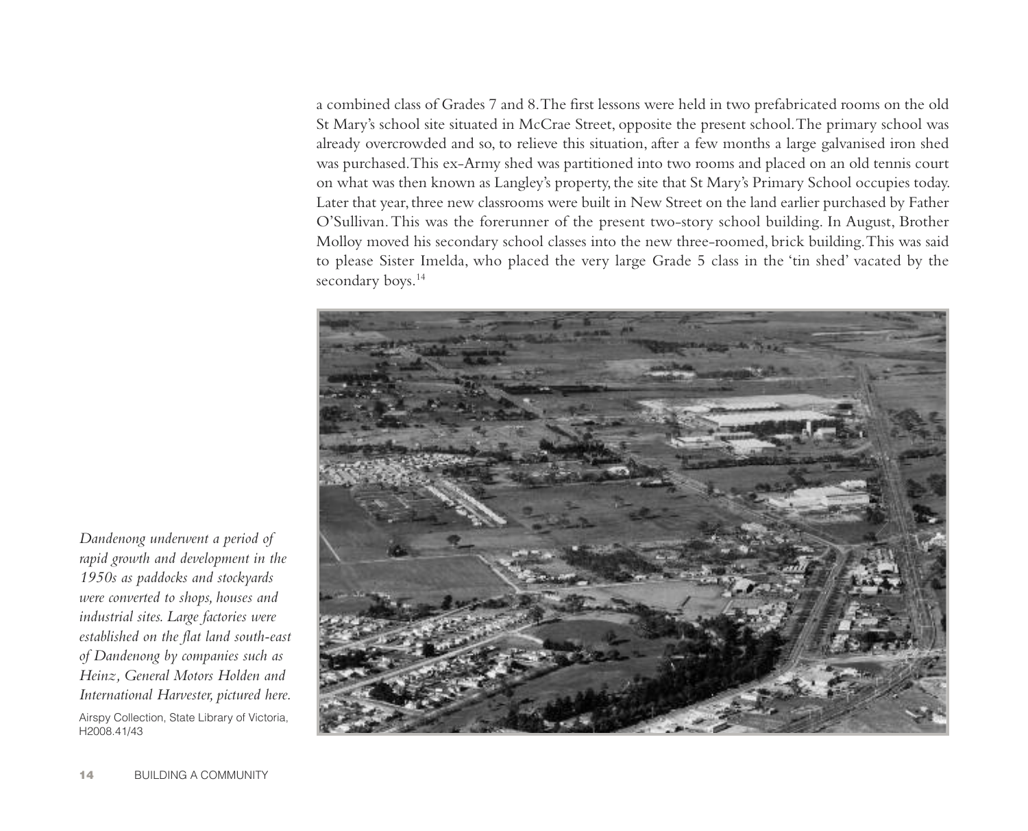a combined class of Grades 7 and 8. The first lessons were held in two prefabricated rooms on the old St Mary's school site situated in McCrae Street, opposite the present school. The primary school was already overcrowded and so, to relieve this situation, after a few months a large galvanised iron shed was purchased. This ex-Army shed was partitioned into two rooms and placed on an old tennis court on what was then known as Langley's property, the site that St Mary's Primary School occupies today. Later that year, three new classrooms were built in New Street on the land earlier purchased by Father O'Sullivan. This was the forerunner of the present two-story school building. In August, Brother Molloy moved his secondary school classes into the new three-roomed, brick building. This was said to please Sister Imelda, who placed the very large Grade 5 class in the 'tin shed' vacated by the secondary boys.[14]

*Dandenong underwent a period of rapid growth and development in the 1950s as paddocks and stockyards were converted to shops, houses and industrial sites. Large factories were established on the flat land south-east of Dandenong by companies such as Heinz, General Motors Holden and International Harvester, pictured here.*

Airspy Collection, State Library of Victoria, H2008.41/43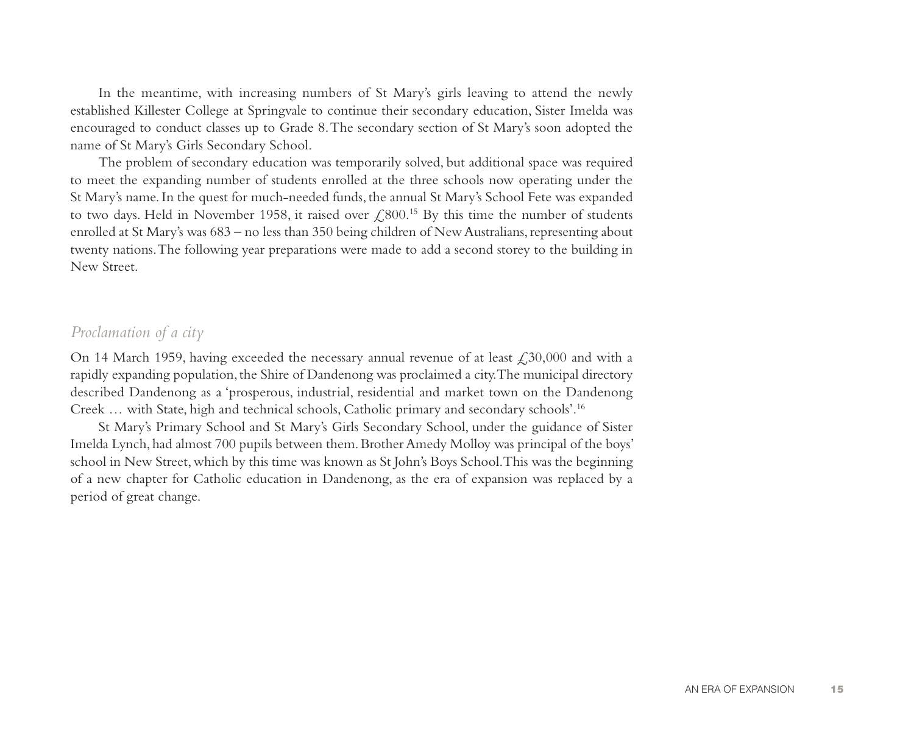In the meantime, with increasing numbers of St Mary's girls leaving to attend the newly established Killester College at Springvale to continue their secondary education, Sister Imelda was encouraged to conduct classes up to Grade 8. The secondary section of St Mary's soon adopted the name of St Mary's Girls Secondary School.

The problem of secondary education was temporarily solved, but additional space was required to meet the expanding number of students enrolled at the three schools now operating under the St Mary's name. In the quest for much-needed funds, the annual St Mary's School Fete was expanded to two days. Held in November 1958, it raised over £800.[15] By this time the number of students enrolled at St Mary's was 683 – no less than 350 being children of New Australians, representing about twenty nations. The following year preparations were made to add a second storey to the building in New Street.

## *Proclamation of a city*

On 14 March 1959, having exceeded the necessary annual revenue of at least £30,000 and with a rapidly expanding population, the Shire of Dandenong was proclaimed a city. The municipal directory described Dandenong as a 'prosperous, industrial, residential and market town on the Dandenong Creek … with State, high and technical schools, Catholic primary and secondary schools'.[16]

St Mary's Primary School and St Mary's Girls Secondary School, under the guidance of Sister Imelda Lynch, had almost 700 pupils between them. Brother Amedy Molloy was principal of the boys' school in New Street, which by this time was known as St John's Boys School. This was the beginning of a new chapter for Catholic education in Dandenong, as the era of expansion was replaced by a period of great change.